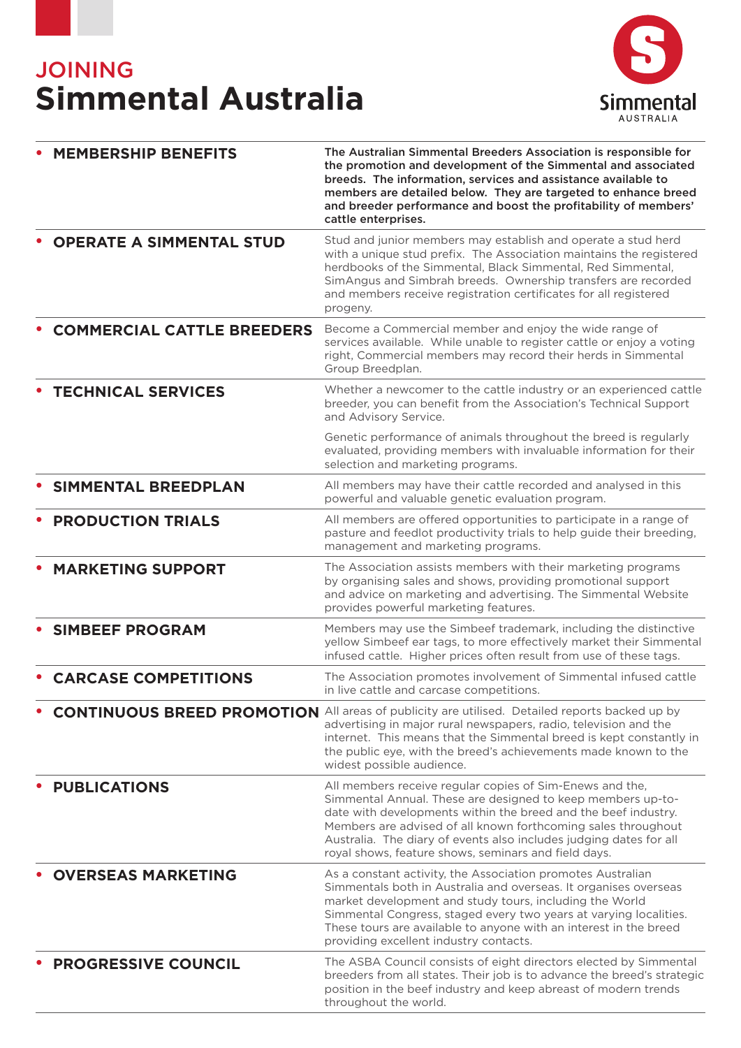# JOINING
# Simmental Australia

Simmental AUSTRALIA

| | |
|---|---|
| • **MEMBERSHIP BENEFITS** | **The Australian Simmental Breeders Association is responsible for the promotion and development of the Simmental and associated breeds. The information, services and assistance available to members are detailed below. They are targeted to enhance breed and breeder performance and boost the profitability of members' cattle enterprises.** |
| • **OPERATE A SIMMENTAL STUD** | Stud and junior members may establish and operate a stud herd with a unique stud prefix. The Association maintains the registered herdbooks of the Simmental, Black Simmental, Red Simmental, SimAngus and Simbrah breeds. Ownership transfers are recorded and members receive registration certificates for all registered progeny. |
| • **COMMERCIAL CATTLE BREEDERS** | Become a Commercial member and enjoy the wide range of services available. While unable to register cattle or enjoy a voting right, Commercial members may record their herds in Simmental Group Breedplan. |
| • **TECHNICAL SERVICES** | Whether a newcomer to the cattle industry or an experienced cattle breeder, you can benefit from the Association's Technical Support and Advisory Service.<br><br>Genetic performance of animals throughout the breed is regularly evaluated, providing members with invaluable information for their selection and marketing programs. |
| • **SIMMENTAL BREEDPLAN** | All members may have their cattle recorded and analysed in this powerful and valuable genetic evaluation program. |
| • **PRODUCTION TRIALS** | All members are offered opportunities to participate in a range of pasture and feedlot productivity trials to help guide their breeding, management and marketing programs. |
| • **MARKETING SUPPORT** | The Association assists members with their marketing programs by organising sales and shows, providing promotional support and advice on marketing and advertising. The Simmental Website provides powerful marketing features. |
| • **SIMBEEF PROGRAM** | Members may use the Simbeef trademark, including the distinctive yellow Simbeef ear tags, to more effectively market their Simmental infused cattle. Higher prices often result from use of these tags. |
| • **CARCASE COMPETITIONS** | The Association promotes involvement of Simmental infused cattle in live cattle and carcase competitions. |
| • **CONTINUOUS BREED PROMOTION** | All areas of publicity are utilised. Detailed reports backed up by advertising in major rural newspapers, radio, television and the internet. This means that the Simmental breed is kept constantly in the public eye, with the breed's achievements made known to the widest possible audience. |
| • **PUBLICATIONS** | All members receive regular copies of Sim-Enews and the, Simmental Annual. These are designed to keep members up-to-date with developments within the breed and the beef industry. Members are advised of all known forthcoming sales throughout Australia. The diary of events also includes judging dates for all royal shows, feature shows, seminars and field days. |
| • **OVERSEAS MARKETING** | As a constant activity, the Association promotes Australian Simmentals both in Australia and overseas. It organises overseas market development and study tours, including the World Simmental Congress, staged every two years at varying localities. These tours are available to anyone with an interest in the breed providing excellent industry contacts. |
| • **PROGRESSIVE COUNCIL** | The ASBA Council consists of eight directors elected by Simmental breeders from all states. Their job is to advance the breed's strategic position in the beef industry and keep abreast of modern trends throughout the world. |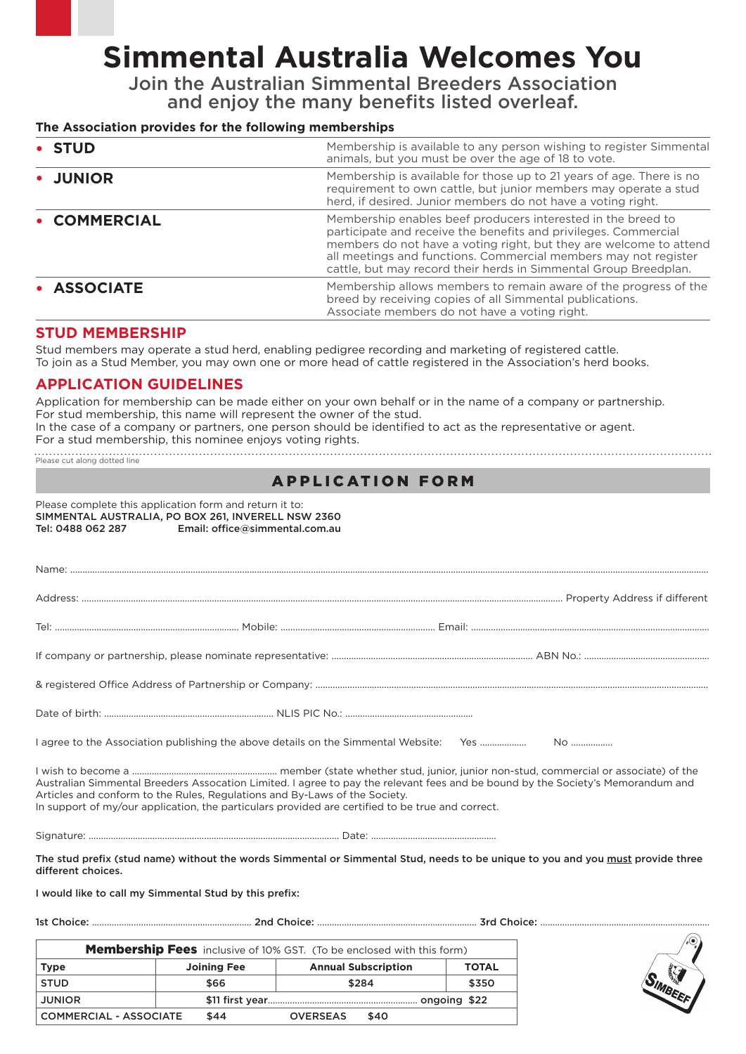# Simmental Australia Welcomes You

## Join the Australian Simmental Breeders Association and enjoy the many benefits listed overleaf.

**The Association provides for the following memberships**

| | |
|---|---|
| • **STUD** | Membership is available to any person wishing to register Simmental animals, but you must be over the age of 18 to vote. |
| • **JUNIOR** | Membership is available for those up to 21 years of age. There is no requirement to own cattle, but junior members may operate a stud herd, if desired. Junior members do not have a voting right. |
| • **COMMERCIAL** | Membership enables beef producers interested in the breed to participate and receive the benefits and privileges. Commercial members do not have a voting right, but they are welcome to attend all meetings and functions. Commercial members may not register cattle, but may record their herds in Simmental Group Breedplan. |
| • **ASSOCIATE** | Membership allows members to remain aware of the progress of the breed by receiving copies of all Simmental publications. Associate members do not have a voting right. |

## STUD MEMBERSHIP

Stud members may operate a stud herd, enabling pedigree recording and marketing of registered cattle.
To join as a Stud Member, you may own one or more head of cattle registered in the Association's herd books.

## APPLICATION GUIDELINES

Application for membership can be made either on your own behalf or in the name of a company or partnership.
For stud membership, this name will represent the owner of the stud.
In the case of a company or partners, one person should be identified to act as the representative or agent.
For a stud membership, this nominee enjoys voting rights.

Please cut along dotted line

## APPLICATION FORM

Please complete this application form and return it to:
**SIMMENTAL AUSTRALIA, PO BOX 261, INVERELL NSW 2360**
**Tel: 0488 062 287 Email: office@simmental.com.au**

Name: ..........................................................................................

Address: .......................................................................................... Property Address if different

Tel: .............................. Mobile: .............................. Email: ..............................

If company or partnership, please nominate representative: .............................. ABN No.: ..............................

& registered Office Address of Partnership or Company: ..........................................................................................

Date of birth: .............................. NLIS PIC No.: ..............................

I agree to the Association publishing the above details on the Simmental Website: Yes .................. No ..................

I wish to become a .............................. member (state whether stud, junior, junior non-stud, commercial or associate) of the Australian Simmental Breeders Assocation Limited. I agree to pay the relevant fees and be bound by the Society's Memorandum and Articles and conform to the Rules, Regulations and By-Laws of the Society.
In support of my/our application, the particulars provided are certified to be true and correct.

Signature: .............................. Date: ..............................

**The stud prefix (stud name) without the words Simmental or Simmental Stud, needs to be unique to you and you must provide three different choices.**

**I would like to call my Simmental Stud by this prefix:**

**1st Choice:** .............................. **2nd Choice:** .............................. **3rd Choice:** ..............................

**Membership Fees** inclusive of 10% GST. (To be enclosed with this form)

| Type | Joining Fee | Annual Subscription | TOTAL |
|---|---|---|---|
| STUD | $66 | $284 | $350 |
| JUNIOR | $11 first year | ongoing | $22 |
| COMMERCIAL - ASSOCIATE | $44 | OVERSEAS $40 | |